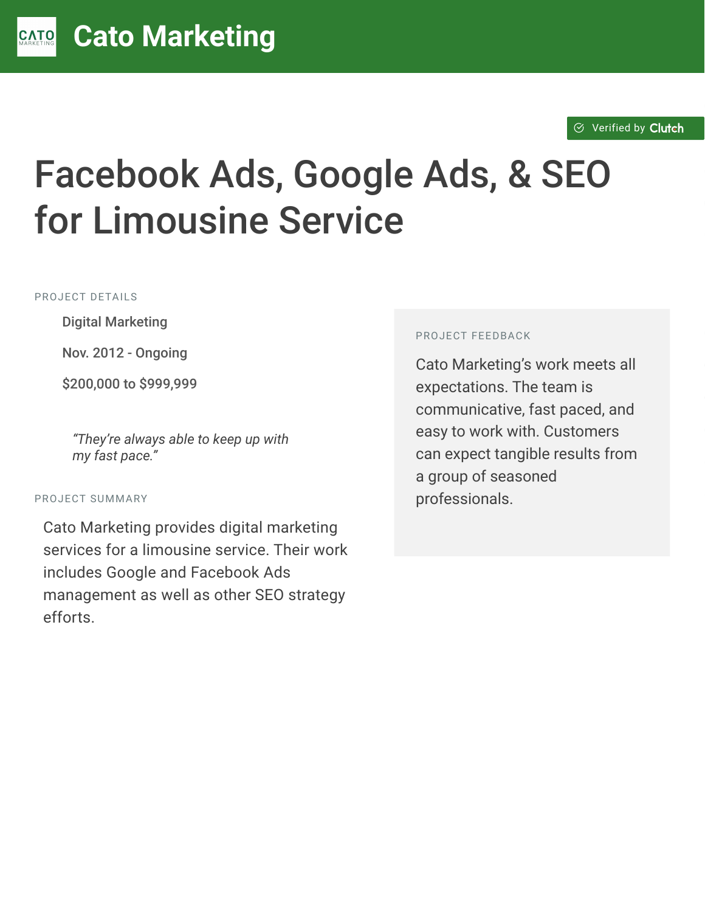# Cato Marketing

Verified by Clutch

# Facebook Ads, Google Ads, & SEO for Limousine Service

PROJECT DETAILS

- Digital Marketing
- Nov. 2012 - Ongoing
- $200,000 to $999,999

*"They're always able to keep up with my fast pace."*

PROJECT SUMMARY

Cato Marketing provides digital marketing services for a limousine service. Their work includes Google and Facebook Ads management as well as other SEO strategy efforts.

PROJECT FEEDBACK

Cato Marketing's work meets all expectations. The team is communicative, fast paced, and easy to work with. Customers can expect tangible results from a group of seasoned professionals.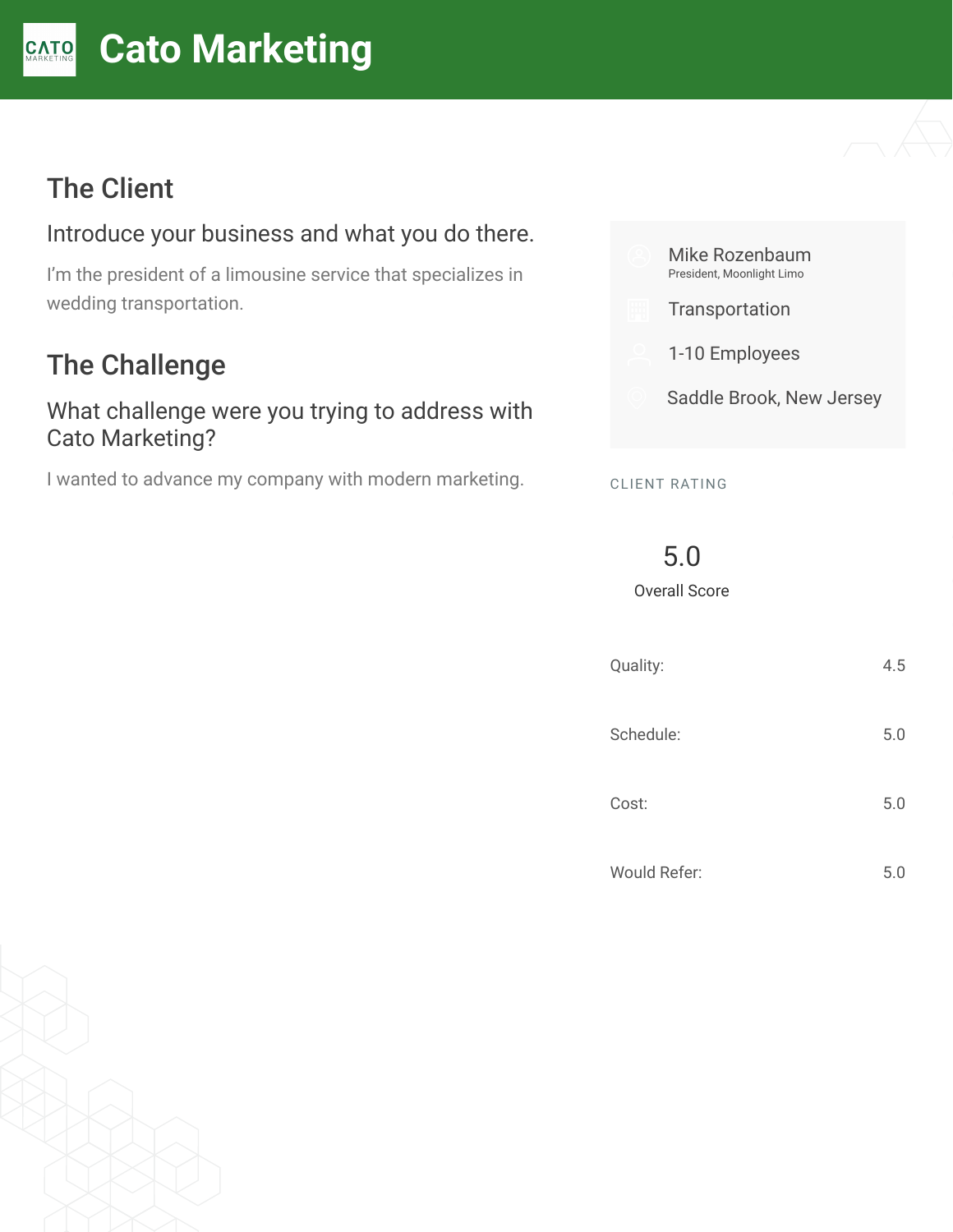# Cato Marketing

## The Client

### Introduce your business and what you do there.

I'm the president of a limousine service that specializes in wedding transportation.

Mike Rozenbaum
President, Moonlight Limo

Transportation

1-10 Employees

Saddle Brook, New Jersey

## The Challenge

### What challenge were you trying to address with Cato Marketing?

I wanted to advance my company with modern marketing.

CLIENT RATING

**5.0**
Overall Score

| | |
|---|---|
| Quality: | 4.5 |
| Schedule: | 5.0 |
| Cost: | 5.0 |
| Would Refer: | 5.0 |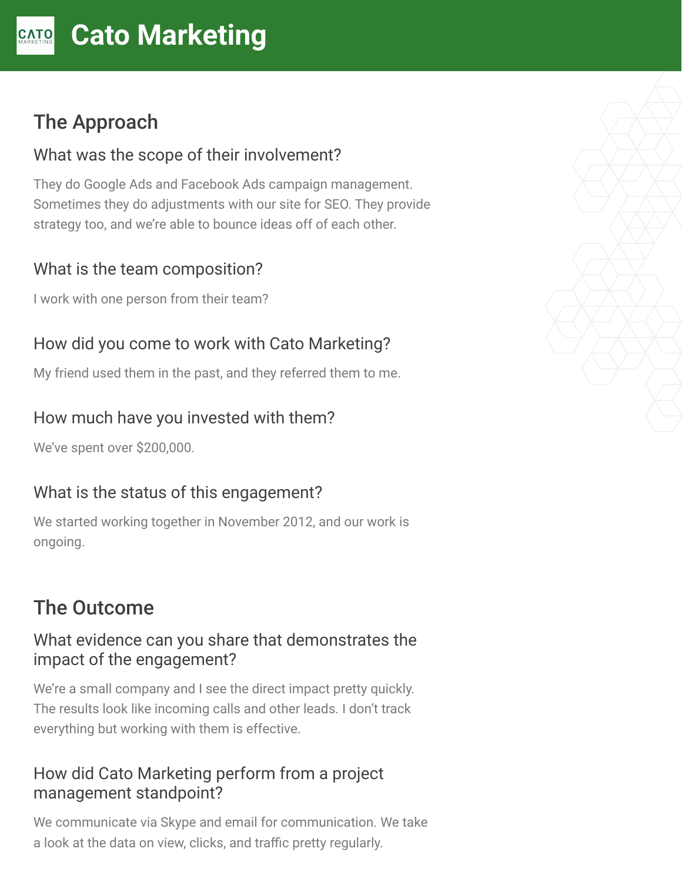## The Approach

### What was the scope of their involvement?

They do Google Ads and Facebook Ads campaign management. Sometimes they do adjustments with our site for SEO. They provide strategy too, and we're able to bounce ideas off of each other.

### What is the team composition?

I work with one person from their team?

### How did you come to work with Cato Marketing?

My friend used them in the past, and they referred them to me.

### How much have you invested with them?

We've spent over $200,000.

### What is the status of this engagement?

We started working together in November 2012, and our work is ongoing.

## The Outcome

### What evidence can you share that demonstrates the impact of the engagement?

We're a small company and I see the direct impact pretty quickly. The results look like incoming calls and other leads. I don't track everything but working with them is effective.

### How did Cato Marketing perform from a project management standpoint?

We communicate via Skype and email for communication. We take a look at the data on view, clicks, and traffic pretty regularly.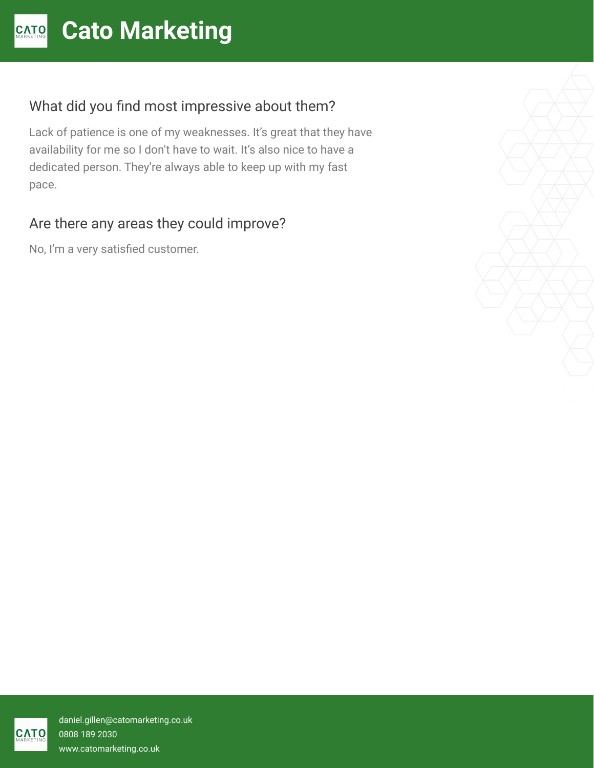## What did you find most impressive about them?

Lack of patience is one of my weaknesses. It's great that they have availability for me so I don't have to wait. It's also nice to have a dedicated person. They're always able to keep up with my fast pace.

## Are there any areas they could improve?

No, I'm a very satisfied customer.